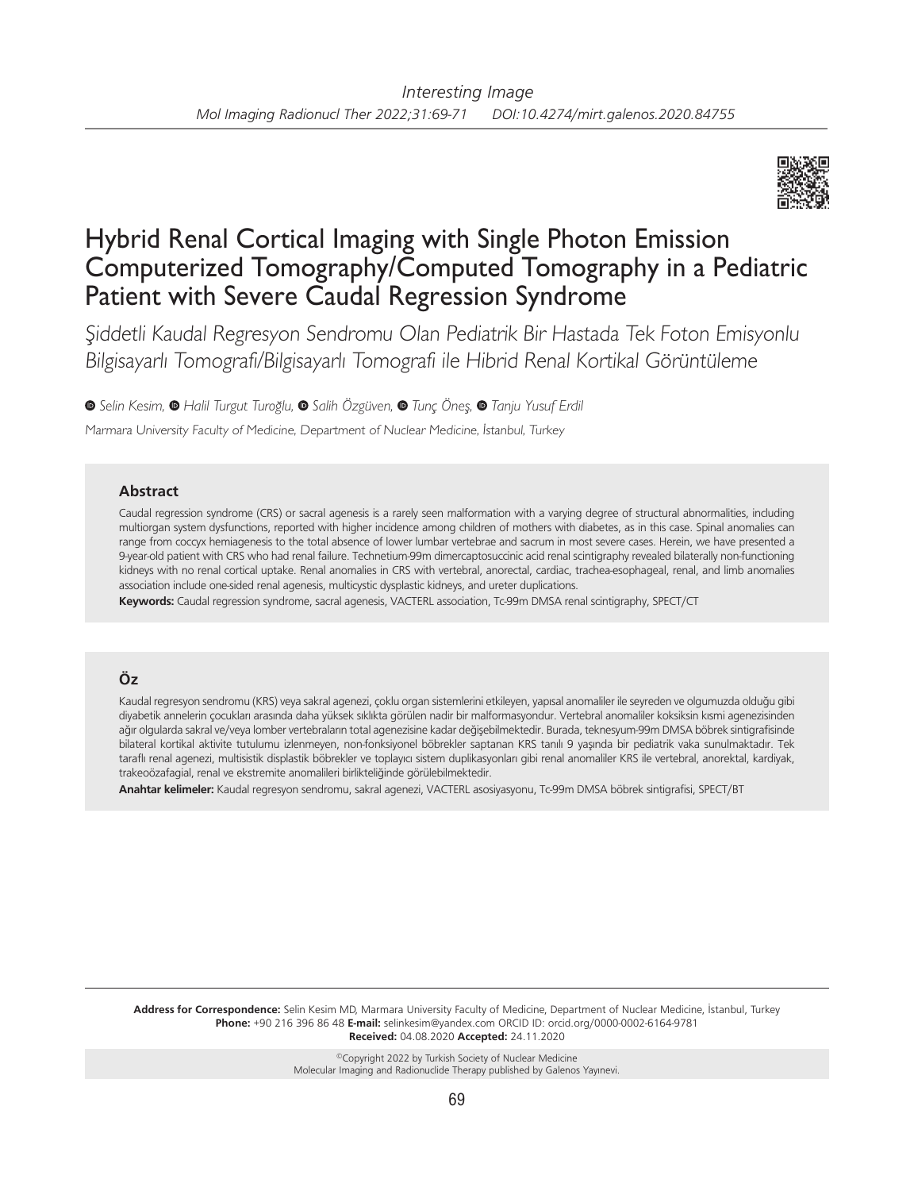*Interesting Image*

# Hybrid Renal Cortical Imaging with Single Photon Emission Computerized Tomography/Computed Tomography in a Pediatric Patient with Severe Caudal Regression Syndrome

*Şiddetli Kaudal Regresyon Sendromu Olan Pediatrik Bir Hastada Tek Foton Emisyonlu Bilgisayarlı Tomografi/Bilgisayarlı Tomografi ile Hibrid Renal Kortikal Görüntüleme*

*Selin Kesim, Halil Turgut Turoğlu, Salih Özgüven, Tunç Öneş, Tanju Yusuf Erdil*

*Marmara University Faculty of Medicine, Department of Nuclear Medicine, İstanbul, Turkey*

## Abstract

Caudal regression syndrome (CRS) or sacral agenesis is a rarely seen malformation with a varying degree of structural abnormalities, including multiorgan system dysfunctions, reported with higher incidence among children of mothers with diabetes, as in this case. Spinal anomalies can range from coccyx hemiagenesis to the total absence of lower lumbar vertebrae and sacrum in most severe cases. Herein, we have presented a 9-year-old patient with CRS who had renal failure. Technetium-99m dimercaptosuccinic acid renal scintigraphy revealed bilaterally non-functioning kidneys with no renal cortical uptake. Renal anomalies in CRS with vertebral, anorectal, cardiac, trachea-esophageal, renal, and limb anomalies association include one-sided renal agenesis, multicystic dysplastic kidneys, and ureter duplications.

**Keywords:** Caudal regression syndrome, sacral agenesis, VACTERL association, Tc-99m DMSA renal scintigraphy, SPECT/CT

## Öz

Kaudal regresyon sendromu (KRS) veya sakral agenezi, çoklu organ sistemlerini etkileyen, yapısal anomaliler ile seyreden ve olgumuzda olduğu gibi diyabetik annelerin çocukları arasında daha yüksek sıklıkta görülen nadir bir malformasyondur. Vertebral anomaliler koksiksin kısmi agenezisinden ağır olgularda sakral ve/veya lomber vertebraların total agenezisine kadar değişebilmektedir. Burada, teknesyum-99m DMSA böbrek sintigrafisinde bilateral kortikal aktivite tutulumu izlenmeyen, non-fonksiyonel böbrekler saptanan KRS tanılı 9 yaşında bir pediatrik vaka sunulmaktadır. Tek taraflı renal agenezi, multisistik displastik böbrekler ve toplayıcı sistem duplikasyonları gibi renal anomaliler KRS ile vertebral, anorektal, kardiyak, trakeoözafagial, renal ve ekstremite anomalileri birlikteliğinde görülebilmektedir.

**Anahtar kelimeler:** Kaudal regresyon sendromu, sakral agenezi, VACTERL asosiyasyonu, Tc-99m DMSA böbrek sintigrafisi, SPECT/BT

**Address for Correspondence:** Selin Kesim MD, Marmara University Faculty of Medicine, Department of Nuclear Medicine, İstanbul, Turkey
**Phone:** +90 216 396 86 48 **E-mail:** selinkesim@yandex.com ORCID ID: orcid.org/0000-0002-6164-9781
**Received:** 04.08.2020 **Accepted:** 24.11.2020

©Copyright 2022 by Turkish Society of Nuclear Medicine
Molecular Imaging and Radionuclide Therapy published by Galenos Yayınevi.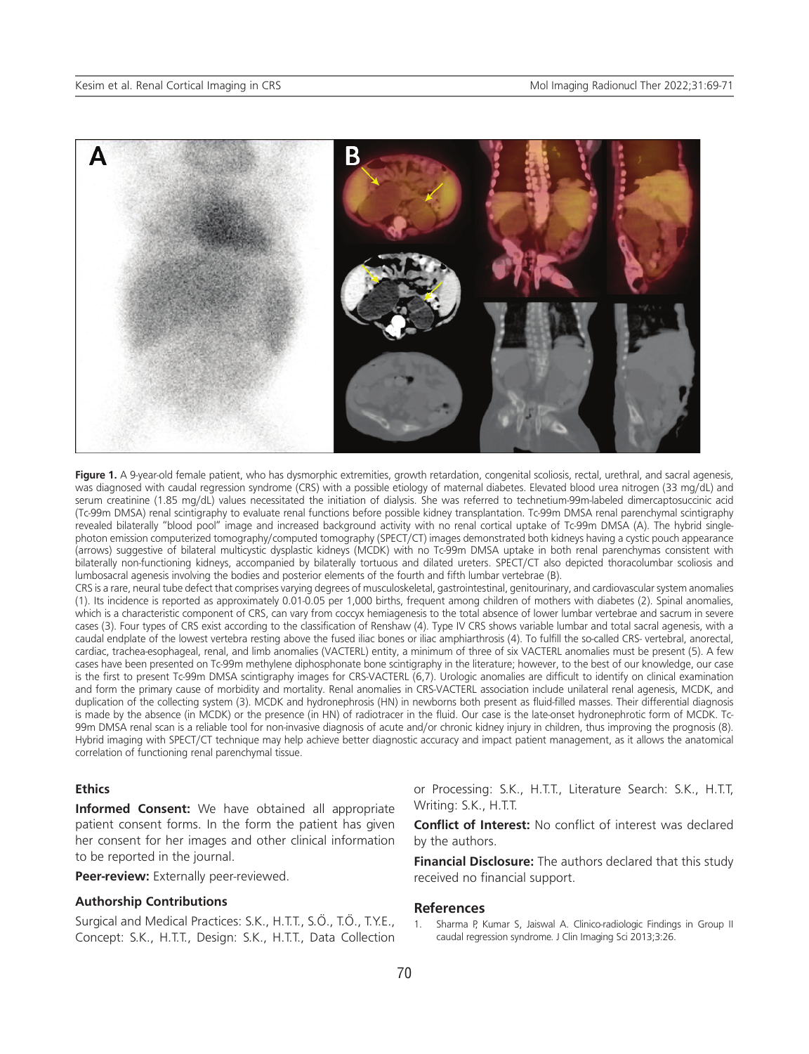**Figure 1.** A 9-year-old female patient, who has dysmorphic extremities, growth retardation, congenital scoliosis, rectal, urethral, and sacral agenesis, was diagnosed with caudal regression syndrome (CRS) with a possible etiology of maternal diabetes. Elevated blood urea nitrogen (33 mg/dL) and serum creatinine (1.85 mg/dL) values necessitated the initiation of dialysis. She was referred to technetium-99m-labeled dimercaptosuccinic acid (Tc-99m DMSA) renal scintigraphy to evaluate renal functions before possible kidney transplantation. Tc-99m DMSA renal parenchymal scintigraphy revealed bilaterally "blood pool" image and increased background activity with no renal cortical uptake of Tc-99m DMSA (A). The hybrid single-photon emission computerized tomography/computed tomography (SPECT/CT) images demonstrated both kidneys having a cystic pouch appearance (arrows) suggestive of bilateral multicystic dysplastic kidneys (MCDK) with no Tc-99m DMSA uptake in both renal parenchymas consistent with bilaterally non-functioning kidneys, accompanied by bilaterally tortuous and dilated ureters. SPECT/CT also depicted thoracolumbar scoliosis and lumbosacral agenesis involving the bodies and posterior elements of the fourth and fifth lumbar vertebrae (B).

CRS is a rare, neural tube defect that comprises varying degrees of musculoskeletal, gastrointestinal, genitourinary, and cardiovascular system anomalies (1). Its incidence is reported as approximately 0.01-0.05 per 1,000 births, frequent among children of mothers with diabetes (2). Spinal anomalies, which is a characteristic component of CRS, can vary from coccyx hemiagenesis to the total absence of lower lumbar vertebrae and sacrum in severe cases (3). Four types of CRS exist according to the classification of Renshaw (4). Type IV CRS shows variable lumbar and total sacral agenesis, with a caudal endplate of the lowest vertebra resting above the fused iliac bones or iliac amphiarthrosis (4). To fulfill the so-called CRS- vertebral, anorectal, cardiac, trachea-esophageal, renal, and limb anomalies (VACTERL) entity, a minimum of three of six VACTERL anomalies must be present (5). A few cases have been presented on Tc-99m methylene diphosphonate bone scintigraphy in the literature; however, to the best of our knowledge, our case is the first to present Tc-99m DMSA scintigraphy images for CRS-VACTERL (6,7). Urologic anomalies are difficult to identify on clinical examination and form the primary cause of morbidity and mortality. Renal anomalies in CRS-VACTERL association include unilateral renal agenesis, MCDK, and duplication of the collecting system (3). MCDK and hydronephrosis (HN) in newborns both present as fluid-filled masses. Their differential diagnosis is made by the absence (in MCDK) or the presence (in HN) of radiotracer in the fluid. Our case is the late-onset hydronephrotic form of MCDK. Tc-99m DMSA renal scan is a reliable tool for non-invasive diagnosis of acute and/or chronic kidney injury in children, thus improving the prognosis (8). Hybrid imaging with SPECT/CT technique may help achieve better diagnostic accuracy and impact patient management, as it allows the anatomical correlation of functioning renal parenchymal tissue.

### Ethics

**Informed Consent:** We have obtained all appropriate patient consent forms. In the form the patient has given her consent for her images and other clinical information to be reported in the journal.

**Peer-review:** Externally peer-reviewed.

### Authorship Contributions

Surgical and Medical Practices: S.K., H.T.T., S.Ö., T.Ö., T.Y.E., Concept: S.K., H.T.T., Design: S.K., H.T.T., Data Collection or Processing: S.K., H.T.T., Literature Search: S.K., H.T.T, Writing: S.K., H.T.T.

**Conflict of Interest:** No conflict of interest was declared by the authors.

**Financial Disclosure:** The authors declared that this study received no financial support.

## References

1. Sharma P, Kumar S, Jaiswal A. Clinico-radiologic Findings in Group II caudal regression syndrome. J Clin Imaging Sci 2013;3:26.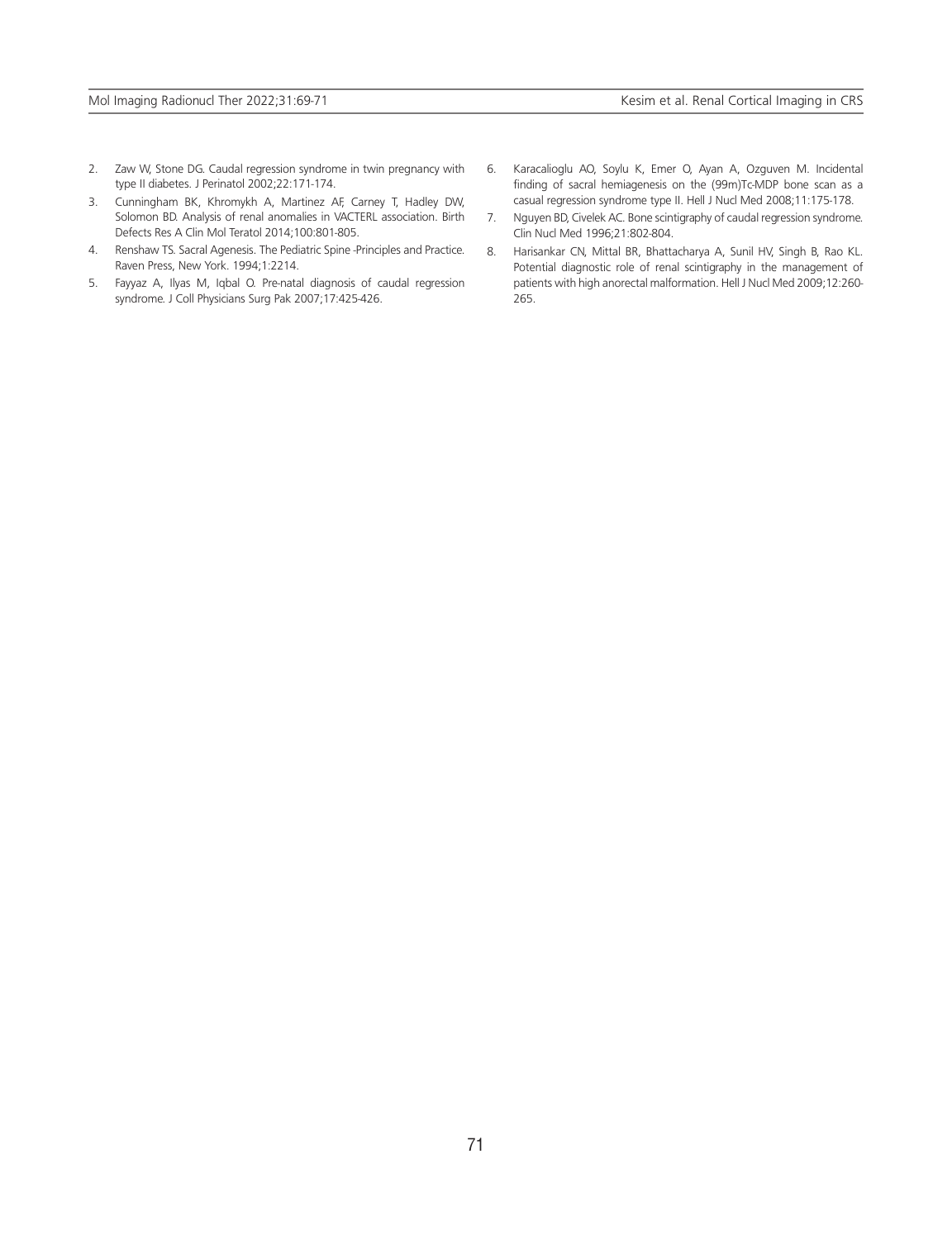2. Zaw W, Stone DG. Caudal regression syndrome in twin pregnancy with type II diabetes. J Perinatol 2002;22:171-174.
3. Cunningham BK, Khromykh A, Martinez AF, Carney T, Hadley DW, Solomon BD. Analysis of renal anomalies in VACTERL association. Birth Defects Res A Clin Mol Teratol 2014;100:801-805.
4. Renshaw TS. Sacral Agenesis. The Pediatric Spine -Principles and Practice. Raven Press, New York. 1994;1:2214.
5. Fayyaz A, Ilyas M, Iqbal O. Pre-natal diagnosis of caudal regression syndrome. J Coll Physicians Surg Pak 2007;17:425-426.
6. Karacalioglu AO, Soylu K, Emer O, Ayan A, Ozguven M. Incidental finding of sacral hemiagenesis on the (99m)Tc-MDP bone scan as a casual regression syndrome type II. Hell J Nucl Med 2008;11:175-178.
7. Nguyen BD, Civelek AC. Bone scintigraphy of caudal regression syndrome. Clin Nucl Med 1996;21:802-804.
8. Harisankar CN, Mittal BR, Bhattacharya A, Sunil HV, Singh B, Rao KL. Potential diagnostic role of renal scintigraphy in the management of patients with high anorectal malformation. Hell J Nucl Med 2009;12:260-265.